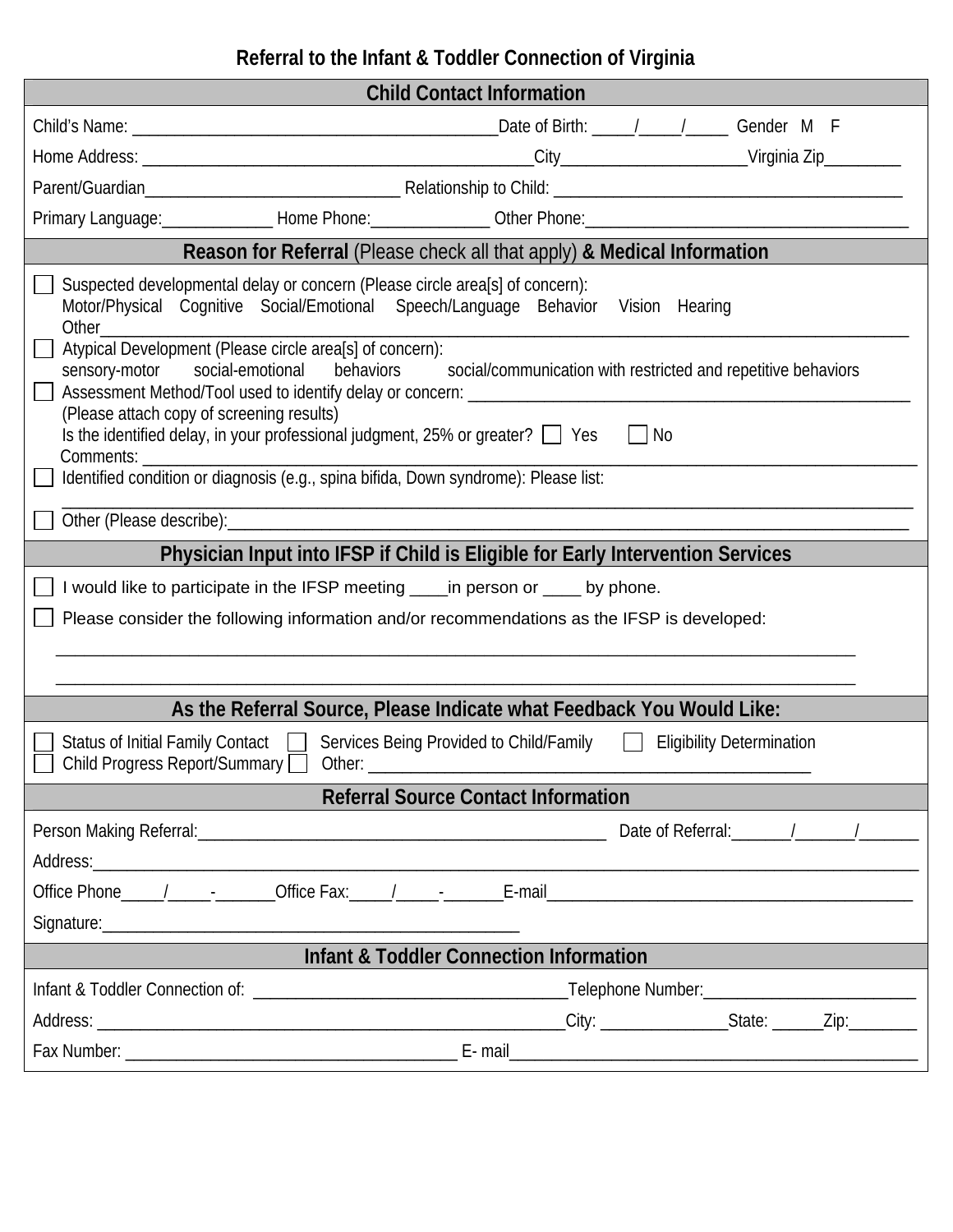# Referral to the Infant & Toddler Connection of Virginia

## Child Contact Information

Child's Name: ___________________________________________Date of Birth: _____/_____/_____ Gender M F

Home Address: ______________________________________________City______________________Virginia Zip_________

Parent/Guardian_______________________________ Relationship to Child: __________________________________________

Primary Language:_____________ Home Phone:______________ Other Phone:______________________________________

## Reason for Referral (Please check all that apply) & Medical Information

☐ Suspected developmental delay or concern (Please circle area[s] of concern):
Motor/Physical Cognitive Social/Emotional Speech/Language Behavior Vision Hearing
Other_______________________________________________________________________________________________

☐ Atypical Development (Please circle area[s] of concern):
sensory-motor social-emotional behaviors social/communication with restricted and repetitive behaviors

☐ Assessment Method/Tool used to identify delay or concern: _____________________________________________________
(Please attach copy of screening results)
Is the identified delay, in your professional judgment, 25% or greater? ☐ Yes ☐ No
Comments: ______________________________________________________________________________________________

☐ Identified condition or diagnosis (e.g., spina bifida, Down syndrome): Please list:
_______________________________________________________________________________________________________

☐ Other (Please describe):_________________________________________________________________________________

## Physician Input into IFSP if Child is Eligible for Early Intervention Services

☐ I would like to participate in the IFSP meeting ____in person or ____ by phone.

☐ Please consider the following information and/or recommendations as the IFSP is developed:

_______________________________________________________________________________________________________

_______________________________________________________________________________________________________

## As the Referral Source, Please Indicate what Feedback You Would Like:

☐ Status of Initial Family Contact ☐ Services Being Provided to Child/Family ☐ Eligibility Determination
☐ Child Progress Report/Summary ☐ Other: ____________________________________________________

## Referral Source Contact Information

Person Making Referral:_________________________________________________ Date of Referral:_______/_______/_______

Address:_________________________________________________________________________________________________

Office Phone_____/_____-_______Office Fax:_____/_____-_______E-mail__________________________________________

Signature:__________________________________________________

## Infant & Toddler Connection Information

Infant & Toddler Connection of: ______________________________________Telephone Number:_________________________

Address: ________________________________________________________City: _______________State: ______Zip:________

Fax Number: ________________________________________ E- mail__________________________________________________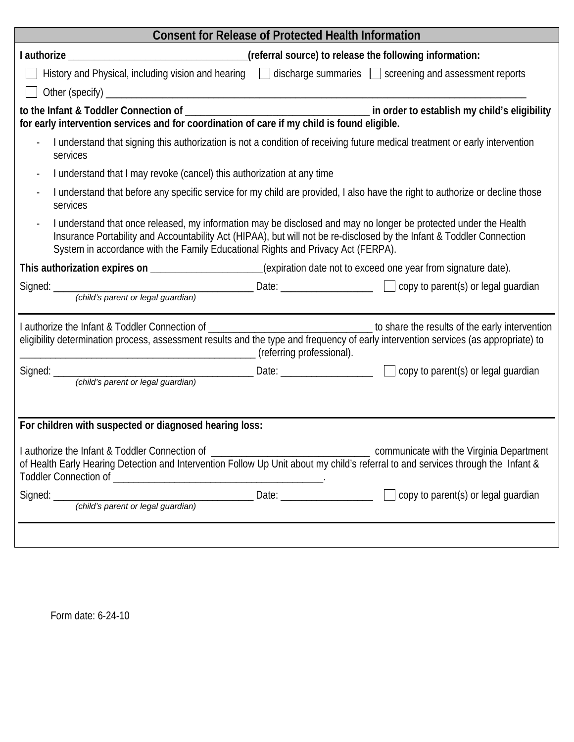## Consent for Release of Protected Health Information

**I authorize \_\_\_\_\_\_\_\_\_\_\_\_\_\_\_\_\_\_\_\_\_\_\_\_\_\_\_\_\_\_\_\_\_\_(referral source) to release the following information:**

☐ History and Physical, including vision and hearing ☐ discharge summaries ☐ screening and assessment reports

☐ Other (specify) \_\_\_\_\_\_\_\_\_\_\_\_\_\_\_\_\_\_\_\_\_\_\_\_\_\_\_\_\_\_\_\_\_\_\_\_\_\_\_\_\_\_\_\_\_\_\_\_\_\_\_\_\_\_\_\_\_\_\_\_\_\_\_\_\_\_\_\_\_\_\_\_\_\_\_\_\_\_\_\_\_\_\_\_\_\_\_\_

**to the Infant & Toddler Connection of \_\_\_\_\_\_\_\_\_\_\_\_\_\_\_\_\_\_\_\_\_\_\_\_\_\_\_\_\_\_\_\_\_\_\_ in order to establish my child's eligibility for early intervention services and for coordination of care if my child is found eligible.**

- I understand that signing this authorization is not a condition of receiving future medical treatment or early intervention services
- I understand that I may revoke (cancel) this authorization at any time
- I understand that before any specific service for my child are provided, I also have the right to authorize or decline those services
- I understand that once released, my information may be disclosed and may no longer be protected under the Health Insurance Portability and Accountability Act (HIPAA), but will not be re-disclosed by the Infant & Toddler Connection System in accordance with the Family Educational Rights and Privacy Act (FERPA).

**This authorization expires on \_\_\_\_\_\_\_\_\_\_\_\_\_\_\_\_\_\_\_\_\_\_**(expiration date not to exceed one year from signature date).

Signed: \_\_\_\_\_\_\_\_\_\_\_\_\_\_\_\_\_\_\_\_\_\_\_\_\_\_\_\_\_\_\_\_\_\_\_\_\_\_\_ Date: \_\_\_\_\_\_\_\_\_\_\_\_\_\_\_\_\_\_ ☐ copy to parent(s) or legal guardian
*(child's parent or legal guardian)*

---

I authorize the Infant & Toddler Connection of \_\_\_\_\_\_\_\_\_\_\_\_\_\_\_\_\_\_\_\_\_\_\_\_\_\_\_\_\_\_\_\_\_ to share the results of the early intervention eligibility determination process, assessment results and the type and frequency of early intervention services (as appropriate) to \_\_\_\_\_\_\_\_\_\_\_\_\_\_\_\_\_\_\_\_\_\_\_\_\_\_\_\_\_\_\_\_\_\_\_\_\_\_\_\_\_\_\_\_\_\_\_\_ (referring professional).

Signed: \_\_\_\_\_\_\_\_\_\_\_\_\_\_\_\_\_\_\_\_\_\_\_\_\_\_\_\_\_\_\_\_\_\_\_\_\_\_\_ Date: \_\_\_\_\_\_\_\_\_\_\_\_\_\_\_\_\_\_ ☐ copy to parent(s) or legal guardian
*(child's parent or legal guardian)*

---

**For children with suspected or diagnosed hearing loss:**

I authorize the Infant & Toddler Connection of \_\_\_\_\_\_\_\_\_\_\_\_\_\_\_\_\_\_\_\_\_\_\_\_\_\_\_\_\_\_\_ communicate with the Virginia Department of Health Early Hearing Detection and Intervention Follow Up Unit about my child's referral to and services through the Infant & Toddler Connection of \_\_\_\_\_\_\_\_\_\_\_\_\_\_\_\_\_\_\_\_\_\_\_\_\_\_\_\_\_\_\_\_\_\_\_\_\_\_\_\_\_.

Signed: \_\_\_\_\_\_\_\_\_\_\_\_\_\_\_\_\_\_\_\_\_\_\_\_\_\_\_\_\_\_\_\_\_\_\_\_\_\_\_ Date: \_\_\_\_\_\_\_\_\_\_\_\_\_\_\_\_\_\_ ☐ copy to parent(s) or legal guardian
*(child's parent or legal guardian)*

---

Form date: 6-24-10